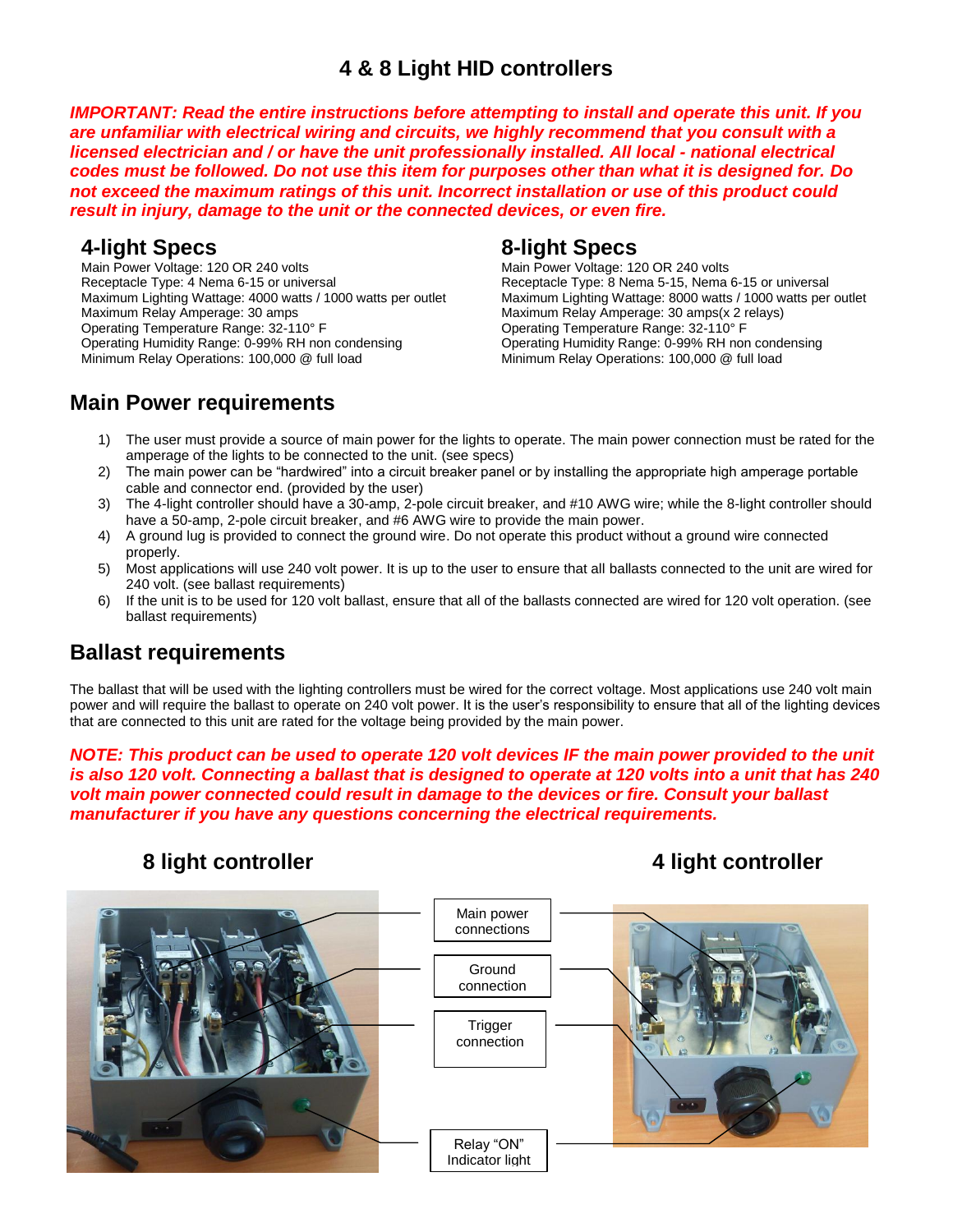# 4 & 8 Light HID controllers

***IMPORTANT: Read the entire instructions before attempting to install and operate this unit. If you are unfamiliar with electrical wiring and circuits, we highly recommend that you consult with a licensed electrician and / or have the unit professionally installed. All local - national electrical codes must be followed. Do not use this item for purposes other than what it is designed for. Do not exceed the maximum ratings of this unit. Incorrect installation or use of this product could result in injury, damage to the unit or the connected devices, or even fire.***

## 4-light Specs

Main Power Voltage: 120 OR 240 volts
Receptacle Type: 4 Nema 6-15 or universal
Maximum Lighting Wattage: 4000 watts / 1000 watts per outlet
Maximum Relay Amperage: 30 amps
Operating Temperature Range: 32-110° F
Operating Humidity Range: 0-99% RH non condensing
Minimum Relay Operations: 100,000 @ full load

## 8-light Specs

Main Power Voltage: 120 OR 240 volts
Receptacle Type: 8 Nema 5-15, Nema 6-15 or universal
Maximum Lighting Wattage: 8000 watts / 1000 watts per outlet
Maximum Relay Amperage: 30 amps(x 2 relays)
Operating Temperature Range: 32-110° F
Operating Humidity Range: 0-99% RH non condensing
Minimum Relay Operations: 100,000 @ full load

## Main Power requirements

1) The user must provide a source of main power for the lights to operate. The main power connection must be rated for the amperage of the lights to be connected to the unit. (see specs)
2) The main power can be "hardwired" into a circuit breaker panel or by installing the appropriate high amperage portable cable and connector end. (provided by the user)
3) The 4-light controller should have a 30-amp, 2-pole circuit breaker, and #10 AWG wire; while the 8-light controller should have a 50-amp, 2-pole circuit breaker, and #6 AWG wire to provide the main power.
4) A ground lug is provided to connect the ground wire. Do not operate this product without a ground wire connected properly.
5) Most applications will use 240 volt power. It is up to the user to ensure that all ballasts connected to the unit are wired for 240 volt. (see ballast requirements)
6) If the unit is to be used for 120 volt ballast, ensure that all of the ballasts connected are wired for 120 volt operation. (see ballast requirements)

## Ballast requirements

The ballast that will be used with the lighting controllers must be wired for the correct voltage. Most applications use 240 volt main power and will require the ballast to operate on 240 volt power. It is the user's responsibility to ensure that all of the lighting devices that are connected to this unit are rated for the voltage being provided by the main power.

***NOTE: This product can be used to operate 120 volt devices IF the main power provided to the unit is also 120 volt. Connecting a ballast that is designed to operate at 120 volts into a unit that has 240 volt main power connected could result in damage to the devices or fire. Consult your ballast manufacturer if you have any questions concerning the electrical requirements.***

**8 light controller** | **4 light controller**

Main power connections

Ground connection

Trigger connection

Relay "ON" Indicator light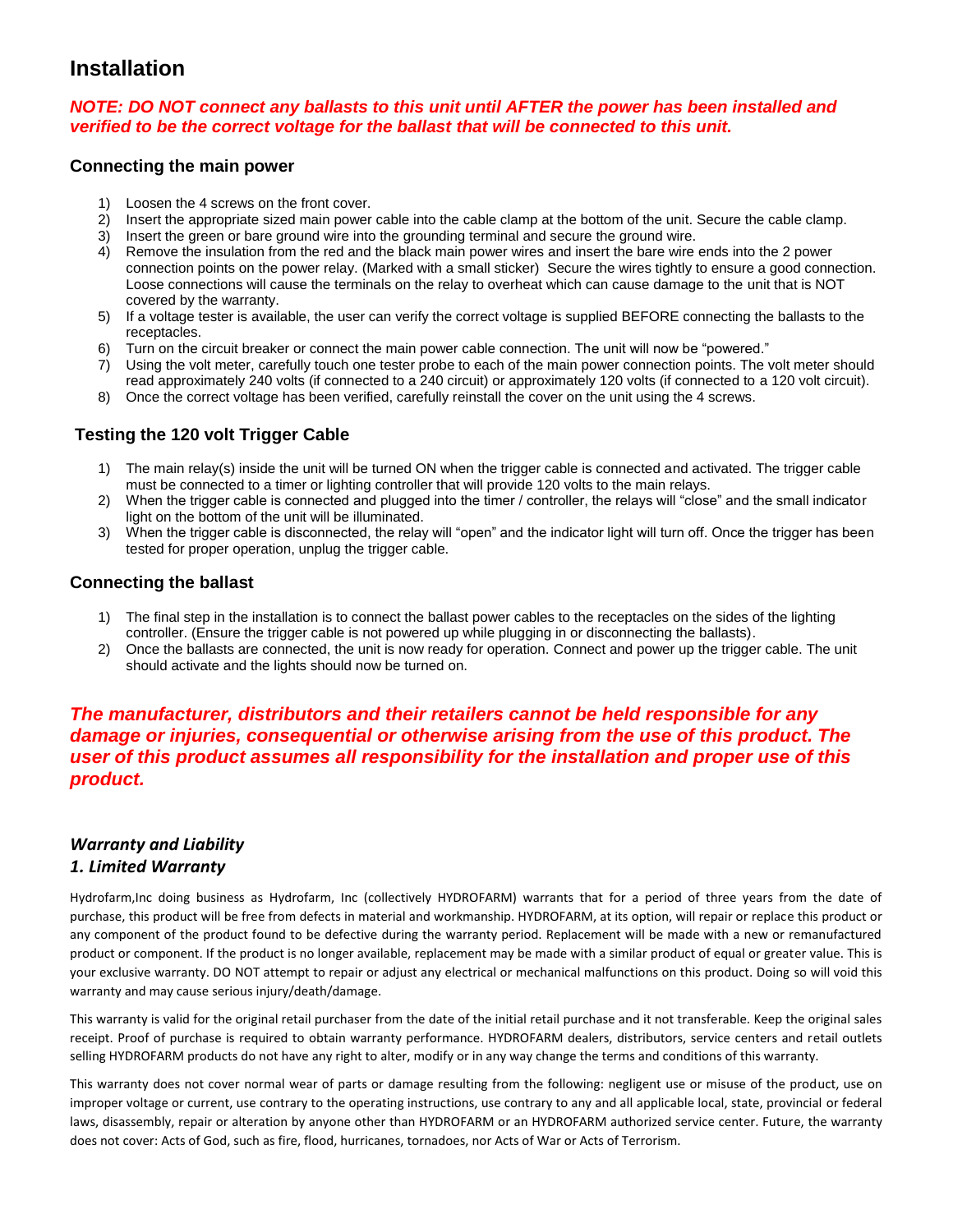# Installation

***NOTE: DO NOT connect any ballasts to this unit until AFTER the power has been installed and verified to be the correct voltage for the ballast that will be connected to this unit.***

### Connecting the main power

1) Loosen the 4 screws on the front cover.
2) Insert the appropriate sized main power cable into the cable clamp at the bottom of the unit. Secure the cable clamp.
3) Insert the green or bare ground wire into the grounding terminal and secure the ground wire.
4) Remove the insulation from the red and the black main power wires and insert the bare wire ends into the 2 power connection points on the power relay. (Marked with a small sticker) Secure the wires tightly to ensure a good connection. Loose connections will cause the terminals on the relay to overheat which can cause damage to the unit that is NOT covered by the warranty.
5) If a voltage tester is available, the user can verify the correct voltage is supplied BEFORE connecting the ballasts to the receptacles.
6) Turn on the circuit breaker or connect the main power cable connection. The unit will now be "powered."
7) Using the volt meter, carefully touch one tester probe to each of the main power connection points. The volt meter should read approximately 240 volts (if connected to a 240 circuit) or approximately 120 volts (if connected to a 120 volt circuit).
8) Once the correct voltage has been verified, carefully reinstall the cover on the unit using the 4 screws.

### Testing the 120 volt Trigger Cable

1) The main relay(s) inside the unit will be turned ON when the trigger cable is connected and activated. The trigger cable must be connected to a timer or lighting controller that will provide 120 volts to the main relays.
2) When the trigger cable is connected and plugged into the timer / controller, the relays will "close" and the small indicator light on the bottom of the unit will be illuminated.
3) When the trigger cable is disconnected, the relay will "open" and the indicator light will turn off. Once the trigger has been tested for proper operation, unplug the trigger cable.

### Connecting the ballast

1) The final step in the installation is to connect the ballast power cables to the receptacles on the sides of the lighting controller. (Ensure the trigger cable is not powered up while plugging in or disconnecting the ballasts).
2) Once the ballasts are connected, the unit is now ready for operation. Connect and power up the trigger cable. The unit should activate and the lights should now be turned on.

***The manufacturer, distributors and their retailers cannot be held responsible for any damage or injuries, consequential or otherwise arising from the use of this product. The user of this product assumes all responsibility for the installation and proper use of this product.***

### *Warranty and Liability*

### *1. Limited Warranty*

Hydrofarm,Inc doing business as Hydrofarm, Inc (collectively HYDROFARM) warrants that for a period of three years from the date of purchase, this product will be free from defects in material and workmanship. HYDROFARM, at its option, will repair or replace this product or any component of the product found to be defective during the warranty period. Replacement will be made with a new or remanufactured product or component. If the product is no longer available, replacement may be made with a similar product of equal or greater value. This is your exclusive warranty. DO NOT attempt to repair or adjust any electrical or mechanical malfunctions on this product. Doing so will void this warranty and may cause serious injury/death/damage.

This warranty is valid for the original retail purchaser from the date of the initial retail purchase and it not transferable. Keep the original sales receipt. Proof of purchase is required to obtain warranty performance. HYDROFARM dealers, distributors, service centers and retail outlets selling HYDROFARM products do not have any right to alter, modify or in any way change the terms and conditions of this warranty.

This warranty does not cover normal wear of parts or damage resulting from the following: negligent use or misuse of the product, use on improper voltage or current, use contrary to the operating instructions, use contrary to any and all applicable local, state, provincial or federal laws, disassembly, repair or alteration by anyone other than HYDROFARM or an HYDROFARM authorized service center. Future, the warranty does not cover: Acts of God, such as fire, flood, hurricanes, tornadoes, nor Acts of War or Acts of Terrorism.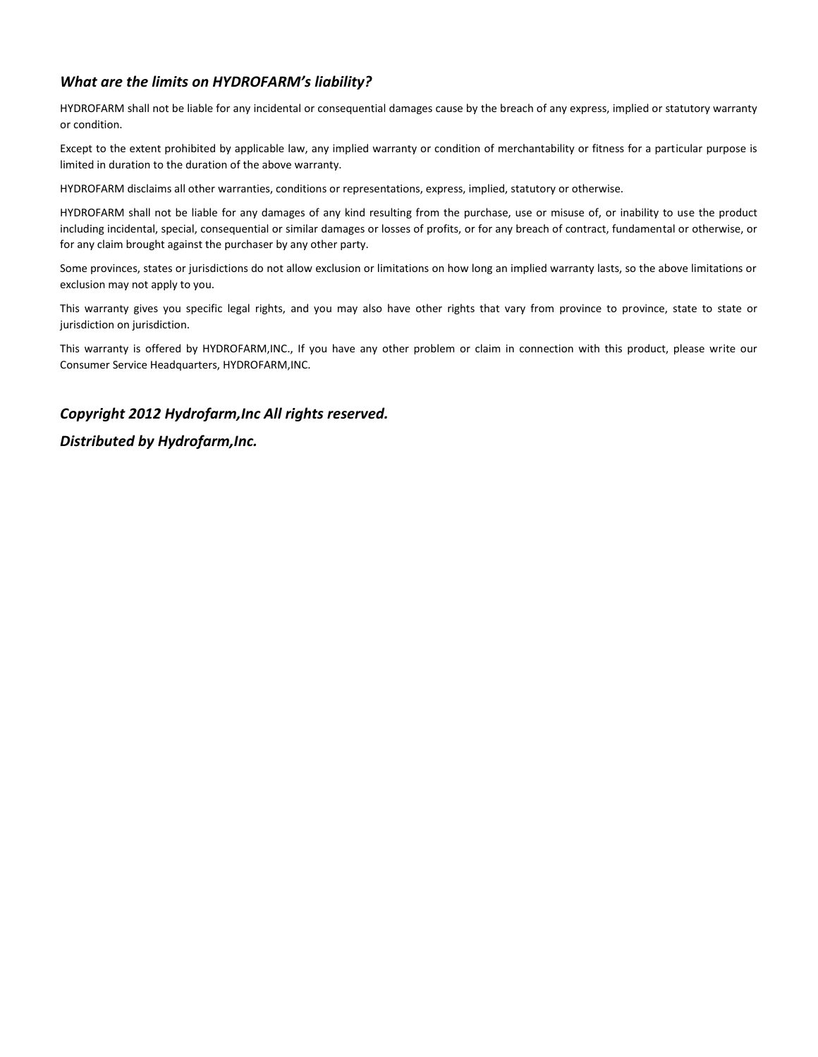### *What are the limits on HYDROFARM's liability?*

HYDROFARM shall not be liable for any incidental or consequential damages cause by the breach of any express, implied or statutory warranty or condition.

Except to the extent prohibited by applicable law, any implied warranty or condition of merchantability or fitness for a particular purpose is limited in duration to the duration of the above warranty.

HYDROFARM disclaims all other warranties, conditions or representations, express, implied, statutory or otherwise.

HYDROFARM shall not be liable for any damages of any kind resulting from the purchase, use or misuse of, or inability to use the product including incidental, special, consequential or similar damages or losses of profits, or for any breach of contract, fundamental or otherwise, or for any claim brought against the purchaser by any other party.

Some provinces, states or jurisdictions do not allow exclusion or limitations on how long an implied warranty lasts, so the above limitations or exclusion may not apply to you.

This warranty gives you specific legal rights, and you may also have other rights that vary from province to province, state to state or jurisdiction on jurisdiction.

This warranty is offered by HYDROFARM,INC., If you have any other problem or claim in connection with this product, please write our Consumer Service Headquarters, HYDROFARM,INC.

### *Copyright 2012 Hydrofarm,Inc All rights reserved.*

### *Distributed by Hydrofarm,Inc.*